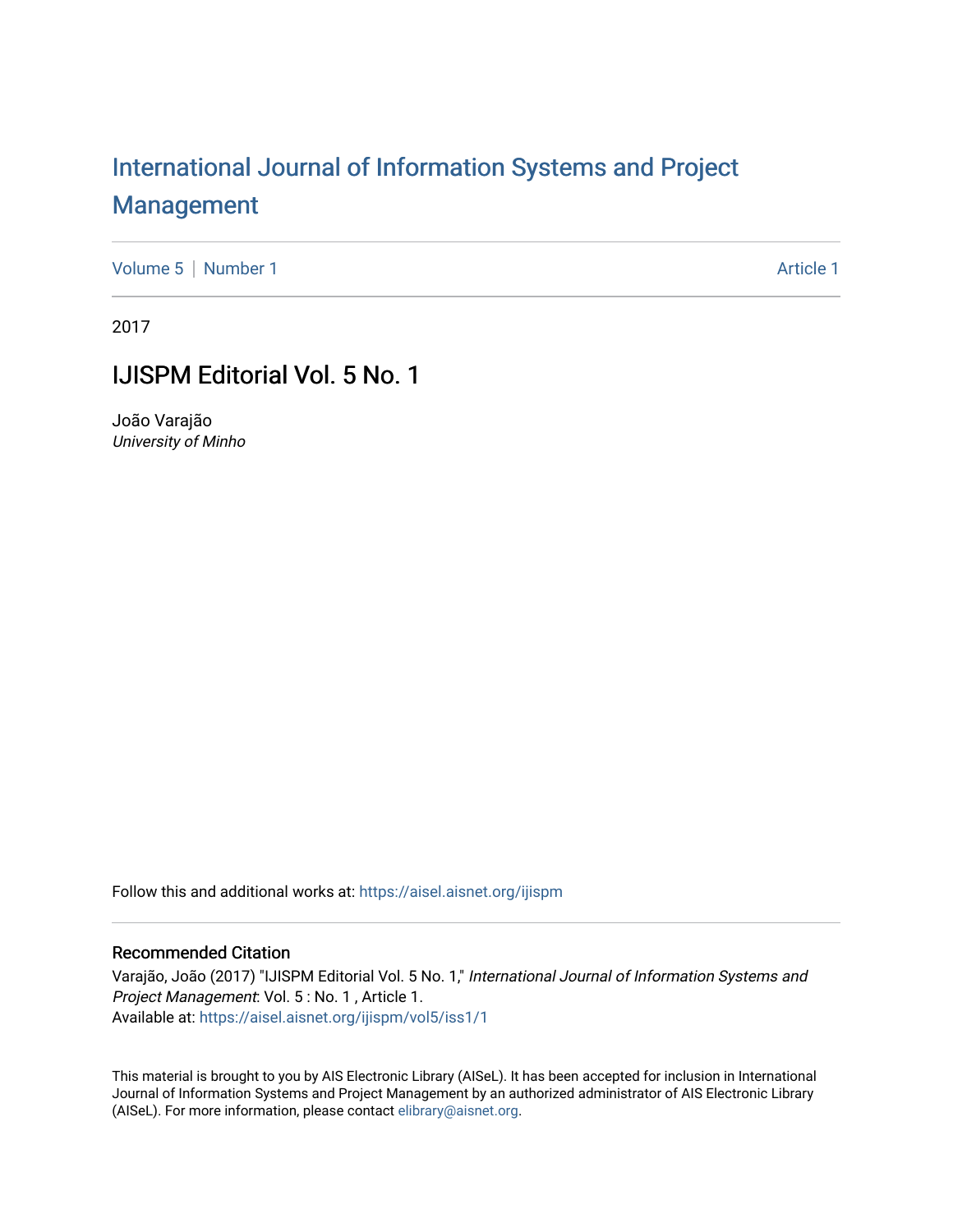# International Journal of Information Systems and Project Management

Volume 5 | Number 1 Article 1

2017

## IJISPM Editorial Vol. 5 No. 1

João Varajão
*University of Minho*

Follow this and additional works at: https://aisel.aisnet.org/ijispm

### Recommended Citation

Varajão, João (2017) "IJISPM Editorial Vol. 5 No. 1," *International Journal of Information Systems and Project Management*: Vol. 5 : No. 1 , Article 1.
Available at: https://aisel.aisnet.org/ijispm/vol5/iss1/1

This material is brought to you by AIS Electronic Library (AISeL). It has been accepted for inclusion in International Journal of Information Systems and Project Management by an authorized administrator of AIS Electronic Library (AISeL). For more information, please contact elibrary@aisnet.org.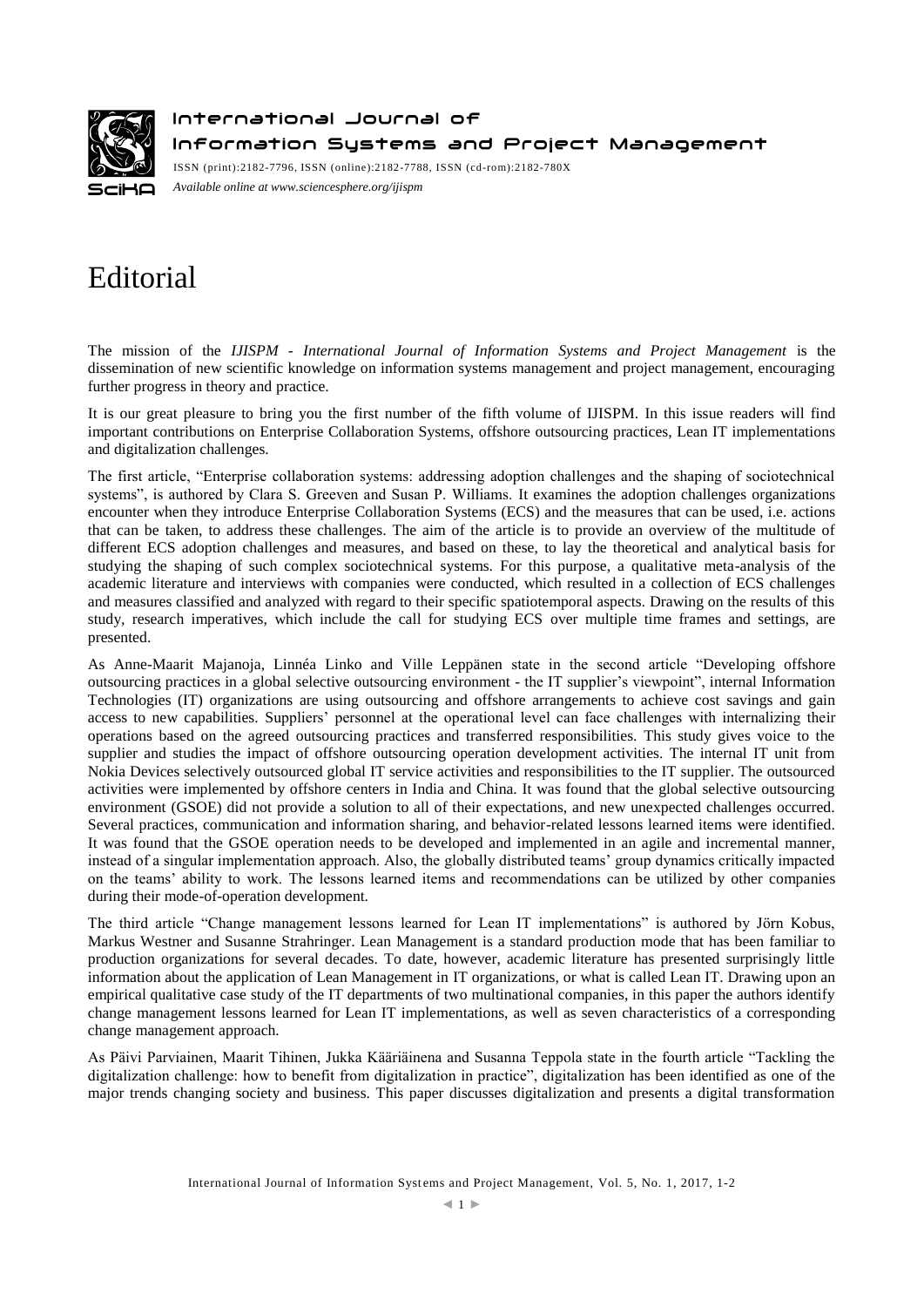# Editorial

The mission of the *IJISPM - International Journal of Information Systems and Project Management* is the dissemination of new scientific knowledge on information systems management and project management, encouraging further progress in theory and practice.

It is our great pleasure to bring you the first number of the fifth volume of IJISPM. In this issue readers will find important contributions on Enterprise Collaboration Systems, offshore outsourcing practices, Lean IT implementations and digitalization challenges.

The first article, "Enterprise collaboration systems: addressing adoption challenges and the shaping of sociotechnical systems", is authored by Clara S. Greeven and Susan P. Williams. It examines the adoption challenges organizations encounter when they introduce Enterprise Collaboration Systems (ECS) and the measures that can be used, i.e. actions that can be taken, to address these challenges. The aim of the article is to provide an overview of the multitude of different ECS adoption challenges and measures, and based on these, to lay the theoretical and analytical basis for studying the shaping of such complex sociotechnical systems. For this purpose, a qualitative meta-analysis of the academic literature and interviews with companies were conducted, which resulted in a collection of ECS challenges and measures classified and analyzed with regard to their specific spatiotemporal aspects. Drawing on the results of this study, research imperatives, which include the call for studying ECS over multiple time frames and settings, are presented.

As Anne-Maarit Majanoja, Linnéa Linko and Ville Leppänen state in the second article "Developing offshore outsourcing practices in a global selective outsourcing environment - the IT supplier's viewpoint", internal Information Technologies (IT) organizations are using outsourcing and offshore arrangements to achieve cost savings and gain access to new capabilities. Suppliers' personnel at the operational level can face challenges with internalizing their operations based on the agreed outsourcing practices and transferred responsibilities. This study gives voice to the supplier and studies the impact of offshore outsourcing operation development activities. The internal IT unit from Nokia Devices selectively outsourced global IT service activities and responsibilities to the IT supplier. The outsourced activities were implemented by offshore centers in India and China. It was found that the global selective outsourcing environment (GSOE) did not provide a solution to all of their expectations, and new unexpected challenges occurred. Several practices, communication and information sharing, and behavior-related lessons learned items were identified. It was found that the GSOE operation needs to be developed and implemented in an agile and incremental manner, instead of a singular implementation approach. Also, the globally distributed teams' group dynamics critically impacted on the teams' ability to work. The lessons learned items and recommendations can be utilized by other companies during their mode-of-operation development.

The third article "Change management lessons learned for Lean IT implementations" is authored by Jörn Kobus, Markus Westner and Susanne Strahringer. Lean Management is a standard production mode that has been familiar to production organizations for several decades. To date, however, academic literature has presented surprisingly little information about the application of Lean Management in IT organizations, or what is called Lean IT. Drawing upon an empirical qualitative case study of the IT departments of two multinational companies, in this paper the authors identify change management lessons learned for Lean IT implementations, as well as seven characteristics of a corresponding change management approach.

As Päivi Parviainen, Maarit Tihinen, Jukka Kääriäinena and Susanna Teppola state in the fourth article "Tackling the digitalization challenge: how to benefit from digitalization in practice", digitalization has been identified as one of the major trends changing society and business. This paper discusses digitalization and presents a digital transformation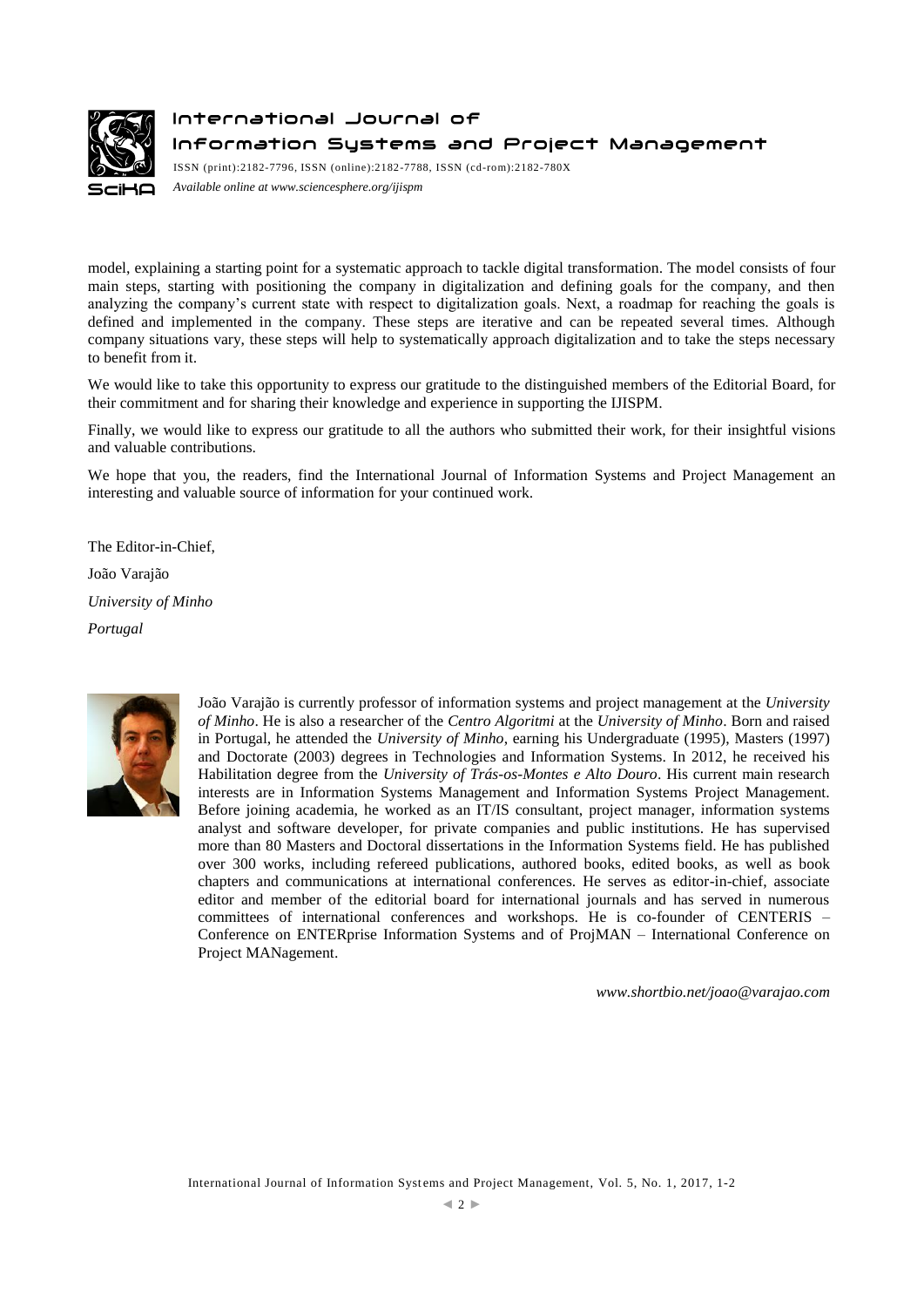model, explaining a starting point for a systematic approach to tackle digital transformation. The model consists of four main steps, starting with positioning the company in digitalization and defining goals for the company, and then analyzing the company's current state with respect to digitalization goals. Next, a roadmap for reaching the goals is defined and implemented in the company. These steps are iterative and can be repeated several times. Although company situations vary, these steps will help to systematically approach digitalization and to take the steps necessary to benefit from it.

We would like to take this opportunity to express our gratitude to the distinguished members of the Editorial Board, for their commitment and for sharing their knowledge and experience in supporting the IJISPM.

Finally, we would like to express our gratitude to all the authors who submitted their work, for their insightful visions and valuable contributions.

We hope that you, the readers, find the International Journal of Information Systems and Project Management an interesting and valuable source of information for your continued work.

The Editor-in-Chief,

João Varajão

*University of Minho*

*Portugal*

João Varajão is currently professor of information systems and project management at the *University of Minho*. He is also a researcher of the *Centro Algoritmi* at the *University of Minho*. Born and raised in Portugal, he attended the *University of Minho*, earning his Undergraduate (1995), Masters (1997) and Doctorate (2003) degrees in Technologies and Information Systems. In 2012, he received his Habilitation degree from the *University of Trás-os-Montes e Alto Douro*. His current main research interests are in Information Systems Management and Information Systems Project Management. Before joining academia, he worked as an IT/IS consultant, project manager, information systems analyst and software developer, for private companies and public institutions. He has supervised more than 80 Masters and Doctoral dissertations in the Information Systems field. He has published over 300 works, including refereed publications, authored books, edited books, as well as book chapters and communications at international conferences. He serves as editor-in-chief, associate editor and member of the editorial board for international journals and has served in numerous committees of international conferences and workshops. He is co-founder of CENTERIS – Conference on ENTERprise Information Systems and of ProjMAN – International Conference on Project MANagement.

*www.shortbio.net/joao@varajao.com*